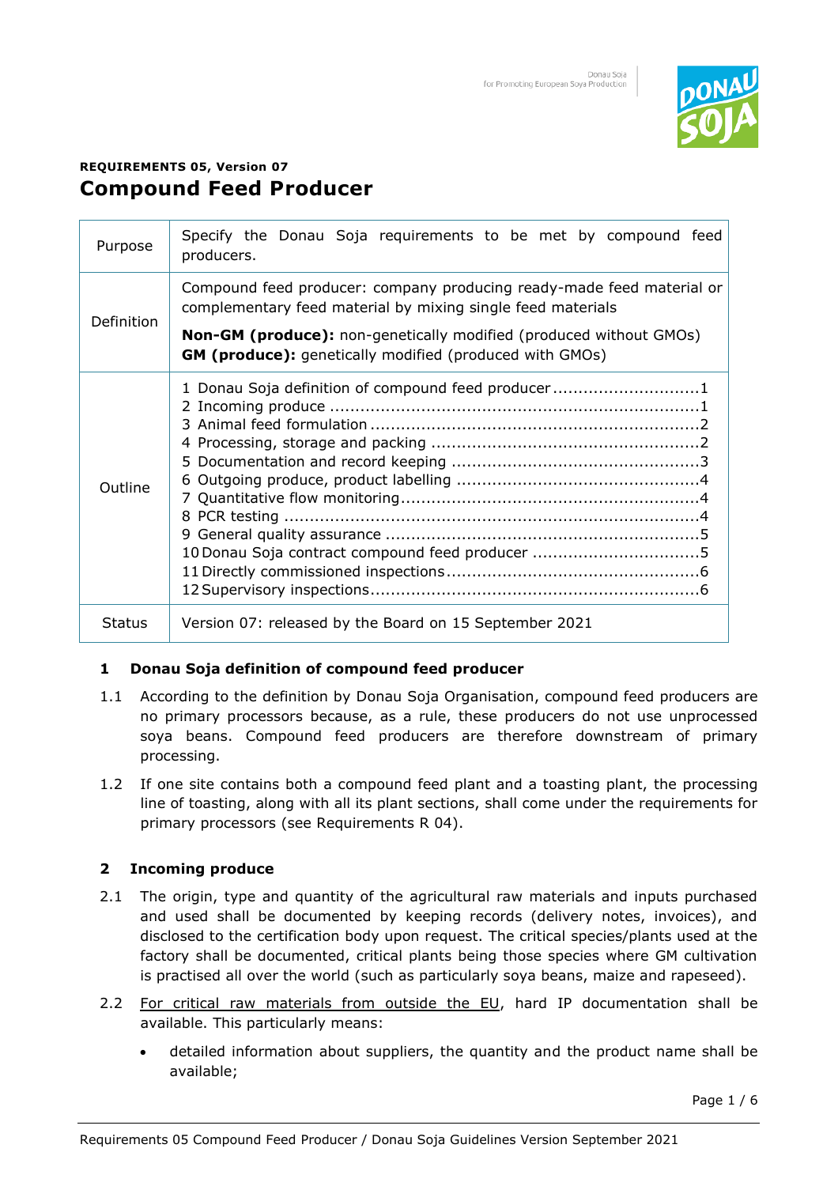**REQUIREMENTS 05, Version 07**

# Compound Feed Producer

| | |
|---|---|
| Purpose | Specify the Donau Soja requirements to be met by compound feed producers. |
| Definition | Compound feed producer: company producing ready-made feed material or complementary feed material by mixing single feed materials<br><br>**Non-GM (produce):** non-genetically modified (produced without GMOs)<br>**GM (produce):** genetically modified (produced with GMOs) |
| Outline | 1 Donau Soja definition of compound feed producer ....1<br>2 Incoming produce ....1<br>3 Animal feed formulation ....2<br>4 Processing, storage and packing ....2<br>5 Documentation and record keeping ....3<br>6 Outgoing produce, product labelling ....4<br>7 Quantitative flow monitoring ....4<br>8 PCR testing ....4<br>9 General quality assurance ....5<br>10 Donau Soja contract compound feed producer ....5<br>11 Directly commissioned inspections ....6<br>12 Supervisory inspections ....6 |
| Status | Version 07: released by the Board on 15 September 2021 |

## 1 Donau Soja definition of compound feed producer

1.1 According to the definition by Donau Soja Organisation, compound feed producers are no primary processors because, as a rule, these producers do not use unprocessed soya beans. Compound feed producers are therefore downstream of primary processing.

1.2 If one site contains both a compound feed plant and a toasting plant, the processing line of toasting, along with all its plant sections, shall come under the requirements for primary processors (see Requirements R 04).

## 2 Incoming produce

2.1 The origin, type and quantity of the agricultural raw materials and inputs purchased and used shall be documented by keeping records (delivery notes, invoices), and disclosed to the certification body upon request. The critical species/plants used at the factory shall be documented, critical plants being those species where GM cultivation is practised all over the world (such as particularly soya beans, maize and rapeseed).

2.2 For critical raw materials from outside the EU, hard IP documentation shall be available. This particularly means:

- detailed information about suppliers, the quantity and the product name shall be available;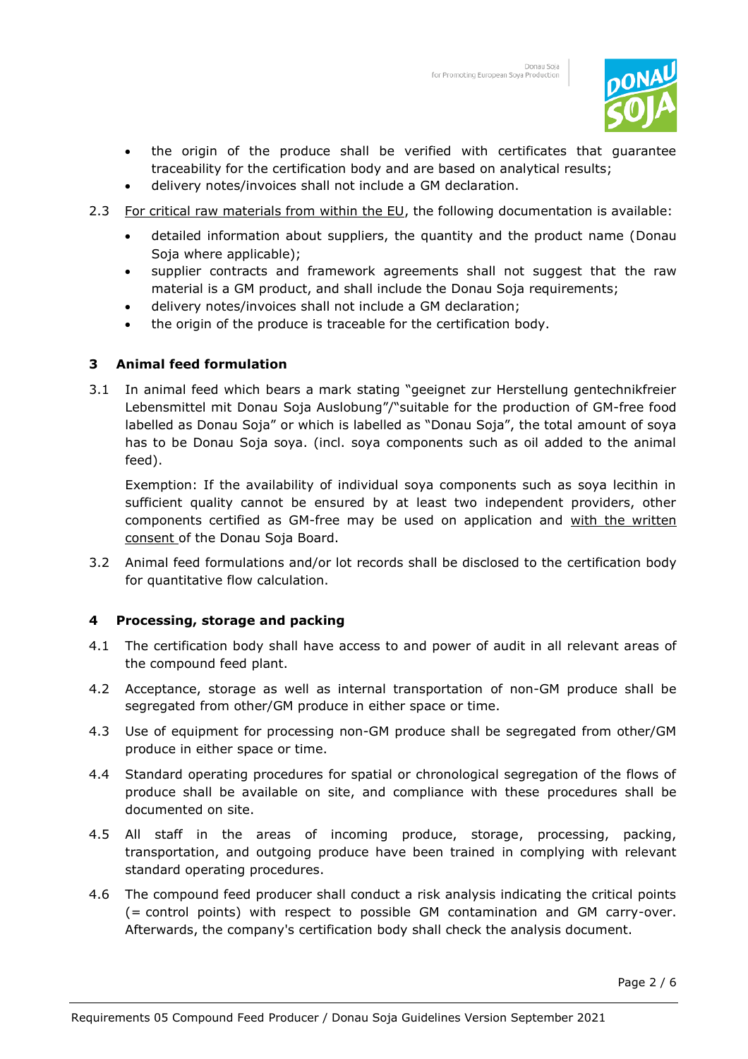- the origin of the produce shall be verified with certificates that guarantee traceability for the certification body and are based on analytical results;
- delivery notes/invoices shall not include a GM declaration.

2.3 For critical raw materials from within the EU, the following documentation is available:

- detailed information about suppliers, the quantity and the product name (Donau Soja where applicable);
- supplier contracts and framework agreements shall not suggest that the raw material is a GM product, and shall include the Donau Soja requirements;
- delivery notes/invoices shall not include a GM declaration;
- the origin of the produce is traceable for the certification body.

## 3 Animal feed formulation

3.1 In animal feed which bears a mark stating "geeignet zur Herstellung gentechnikfreier Lebensmittel mit Donau Soja Auslobung"/"suitable for the production of GM-free food labelled as Donau Soja" or which is labelled as "Donau Soja", the total amount of soya has to be Donau Soja soya. (incl. soya components such as oil added to the animal feed).

Exemption: If the availability of individual soya components such as soya lecithin in sufficient quality cannot be ensured by at least two independent providers, other components certified as GM-free may be used on application and with the written consent of the Donau Soja Board.

3.2 Animal feed formulations and/or lot records shall be disclosed to the certification body for quantitative flow calculation.

## 4 Processing, storage and packing

4.1 The certification body shall have access to and power of audit in all relevant areas of the compound feed plant.

4.2 Acceptance, storage as well as internal transportation of non-GM produce shall be segregated from other/GM produce in either space or time.

4.3 Use of equipment for processing non-GM produce shall be segregated from other/GM produce in either space or time.

4.4 Standard operating procedures for spatial or chronological segregation of the flows of produce shall be available on site, and compliance with these procedures shall be documented on site.

4.5 All staff in the areas of incoming produce, storage, processing, packing, transportation, and outgoing produce have been trained in complying with relevant standard operating procedures.

4.6 The compound feed producer shall conduct a risk analysis indicating the critical points (= control points) with respect to possible GM contamination and GM carry-over. Afterwards, the company's certification body shall check the analysis document.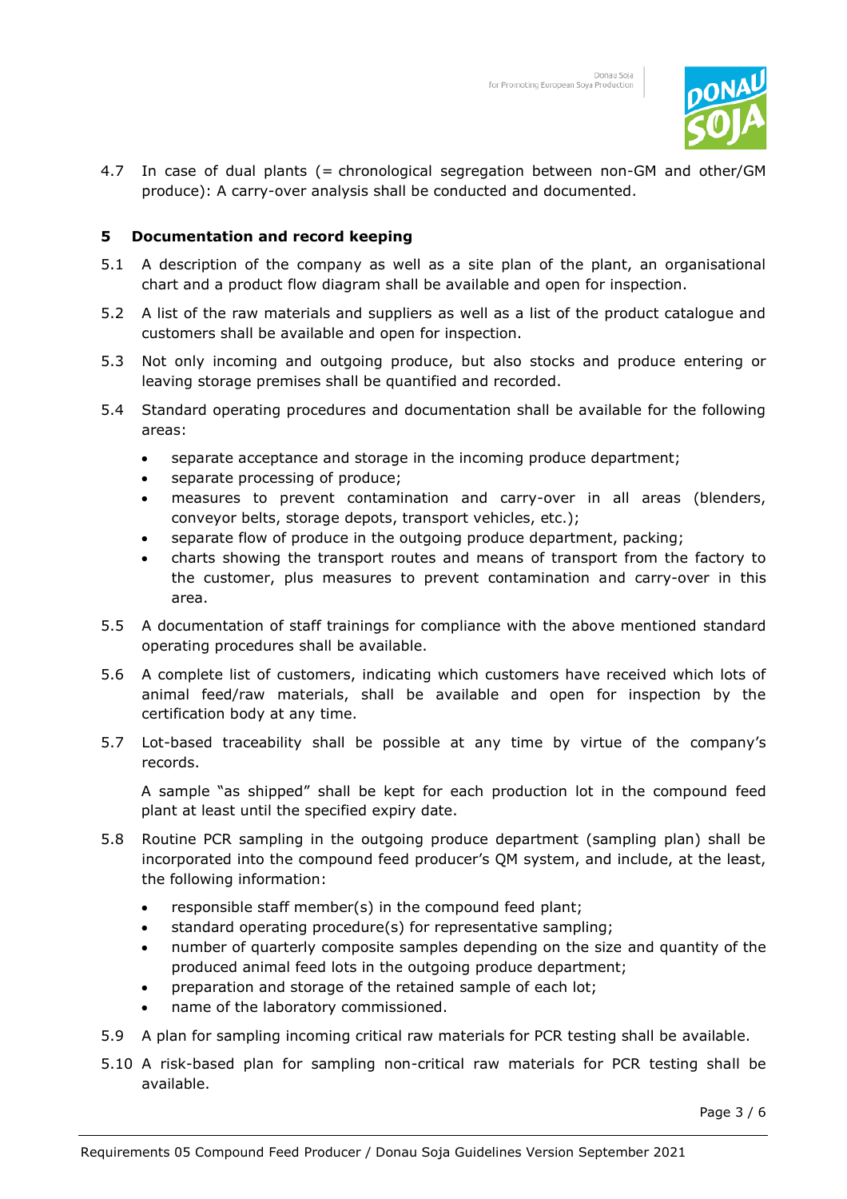4.7 In case of dual plants (= chronological segregation between non-GM and other/GM produce): A carry-over analysis shall be conducted and documented.

## 5 Documentation and record keeping

5.1 A description of the company as well as a site plan of the plant, an organisational chart and a product flow diagram shall be available and open for inspection.

5.2 A list of the raw materials and suppliers as well as a list of the product catalogue and customers shall be available and open for inspection.

5.3 Not only incoming and outgoing produce, but also stocks and produce entering or leaving storage premises shall be quantified and recorded.

5.4 Standard operating procedures and documentation shall be available for the following areas:

- separate acceptance and storage in the incoming produce department;
- separate processing of produce;
- measures to prevent contamination and carry-over in all areas (blenders, conveyor belts, storage depots, transport vehicles, etc.);
- separate flow of produce in the outgoing produce department, packing;
- charts showing the transport routes and means of transport from the factory to the customer, plus measures to prevent contamination and carry-over in this area.

5.5 A documentation of staff trainings for compliance with the above mentioned standard operating procedures shall be available.

5.6 A complete list of customers, indicating which customers have received which lots of animal feed/raw materials, shall be available and open for inspection by the certification body at any time.

5.7 Lot-based traceability shall be possible at any time by virtue of the company's records.

A sample "as shipped" shall be kept for each production lot in the compound feed plant at least until the specified expiry date.

5.8 Routine PCR sampling in the outgoing produce department (sampling plan) shall be incorporated into the compound feed producer's QM system, and include, at the least, the following information:

- responsible staff member(s) in the compound feed plant;
- standard operating procedure(s) for representative sampling;
- number of quarterly composite samples depending on the size and quantity of the produced animal feed lots in the outgoing produce department;
- preparation and storage of the retained sample of each lot;
- name of the laboratory commissioned.

5.9 A plan for sampling incoming critical raw materials for PCR testing shall be available.

5.10 A risk-based plan for sampling non-critical raw materials for PCR testing shall be available.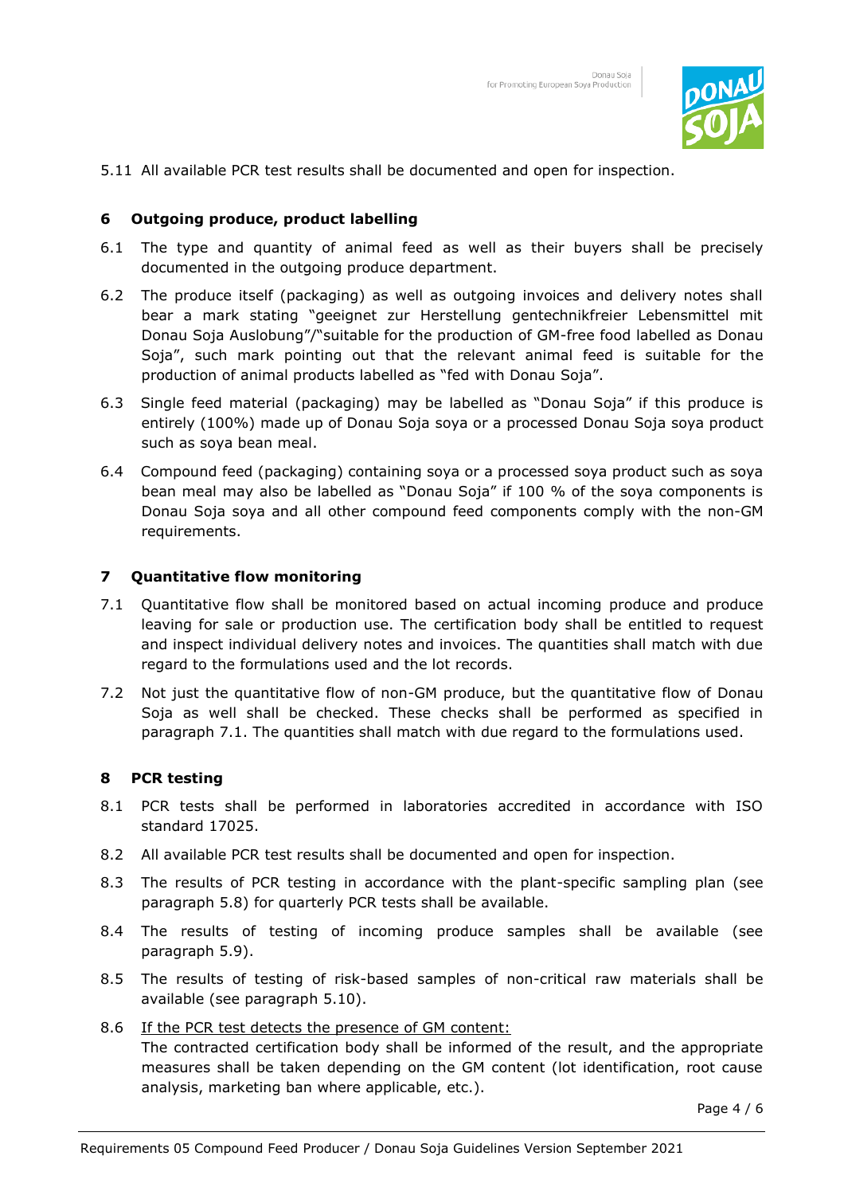5.11 All available PCR test results shall be documented and open for inspection.

## 6 Outgoing produce, product labelling

6.1 The type and quantity of animal feed as well as their buyers shall be precisely documented in the outgoing produce department.

6.2 The produce itself (packaging) as well as outgoing invoices and delivery notes shall bear a mark stating "geeignet zur Herstellung gentechnikfreier Lebensmittel mit Donau Soja Auslobung"/"suitable for the production of GM-free food labelled as Donau Soja", such mark pointing out that the relevant animal feed is suitable for the production of animal products labelled as "fed with Donau Soja".

6.3 Single feed material (packaging) may be labelled as "Donau Soja" if this produce is entirely (100%) made up of Donau Soja soya or a processed Donau Soja soya product such as soya bean meal.

6.4 Compound feed (packaging) containing soya or a processed soya product such as soya bean meal may also be labelled as "Donau Soja" if 100 % of the soya components is Donau Soja soya and all other compound feed components comply with the non-GM requirements.

## 7 Quantitative flow monitoring

7.1 Quantitative flow shall be monitored based on actual incoming produce and produce leaving for sale or production use. The certification body shall be entitled to request and inspect individual delivery notes and invoices. The quantities shall match with due regard to the formulations used and the lot records.

7.2 Not just the quantitative flow of non-GM produce, but the quantitative flow of Donau Soja as well shall be checked. These checks shall be performed as specified in paragraph 7.1. The quantities shall match with due regard to the formulations used.

## 8 PCR testing

8.1 PCR tests shall be performed in laboratories accredited in accordance with ISO standard 17025.

8.2 All available PCR test results shall be documented and open for inspection.

8.3 The results of PCR testing in accordance with the plant-specific sampling plan (see paragraph 5.8) for quarterly PCR tests shall be available.

8.4 The results of testing of incoming produce samples shall be available (see paragraph 5.9).

8.5 The results of testing of risk-based samples of non-critical raw materials shall be available (see paragraph 5.10).

8.6 <u>If the PCR test detects the presence of GM content:</u>
The contracted certification body shall be informed of the result, and the appropriate measures shall be taken depending on the GM content (lot identification, root cause analysis, marketing ban where applicable, etc.).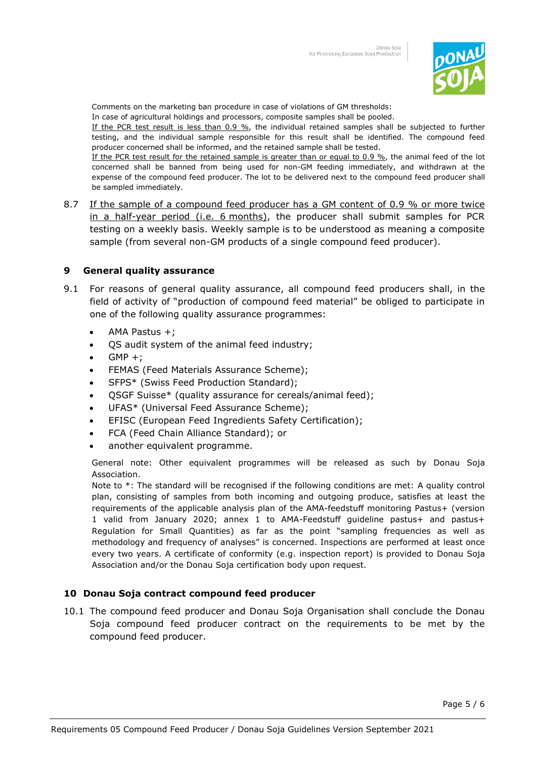Comments on the marketing ban procedure in case of violations of GM thresholds:
In case of agricultural holdings and processors, composite samples shall be pooled.
If the PCR test result is less than 0.9 %, the individual retained samples shall be subjected to further testing, and the individual sample responsible for this result shall be identified. The compound feed producer concerned shall be informed, and the retained sample shall be tested.
If the PCR test result for the retained sample is greater than or equal to 0.9 %, the animal feed of the lot concerned shall be banned from being used for non-GM feeding immediately, and withdrawn at the expense of the compound feed producer. The lot to be delivered next to the compound feed producer shall be sampled immediately.

8.7 If the sample of a compound feed producer has a GM content of 0.9 % or more twice in a half-year period (i.e. 6 months), the producer shall submit samples for PCR testing on a weekly basis. Weekly sample is to be understood as meaning a composite sample (from several non-GM products of a single compound feed producer).

## 9 General quality assurance

9.1 For reasons of general quality assurance, all compound feed producers shall, in the field of activity of "production of compound feed material" be obliged to participate in one of the following quality assurance programmes:

- AMA Pastus +;
- QS audit system of the animal feed industry;
- GMP +;
- FEMAS (Feed Materials Assurance Scheme);
- SFPS* (Swiss Feed Production Standard);
- QSGF Suisse* (quality assurance for cereals/animal feed);
- UFAS* (Universal Feed Assurance Scheme);
- EFISC (European Feed Ingredients Safety Certification);
- FCA (Feed Chain Alliance Standard); or
- another equivalent programme.

General note: Other equivalent programmes will be released as such by Donau Soja Association.
Note to *: The standard will be recognised if the following conditions are met: A quality control plan, consisting of samples from both incoming and outgoing produce, satisfies at least the requirements of the applicable analysis plan of the AMA-feedstuff monitoring Pastus+ (version 1 valid from January 2020; annex 1 to AMA-Feedstuff guideline pastus+ and pastus+ Regulation for Small Quantities) as far as the point "sampling frequencies as well as methodology and frequency of analyses" is concerned. Inspections are performed at least once every two years. A certificate of conformity (e.g. inspection report) is provided to Donau Soja Association and/or the Donau Soja certification body upon request.

## 10 Donau Soja contract compound feed producer

10.1 The compound feed producer and Donau Soja Organisation shall conclude the Donau Soja compound feed producer contract on the requirements to be met by the compound feed producer.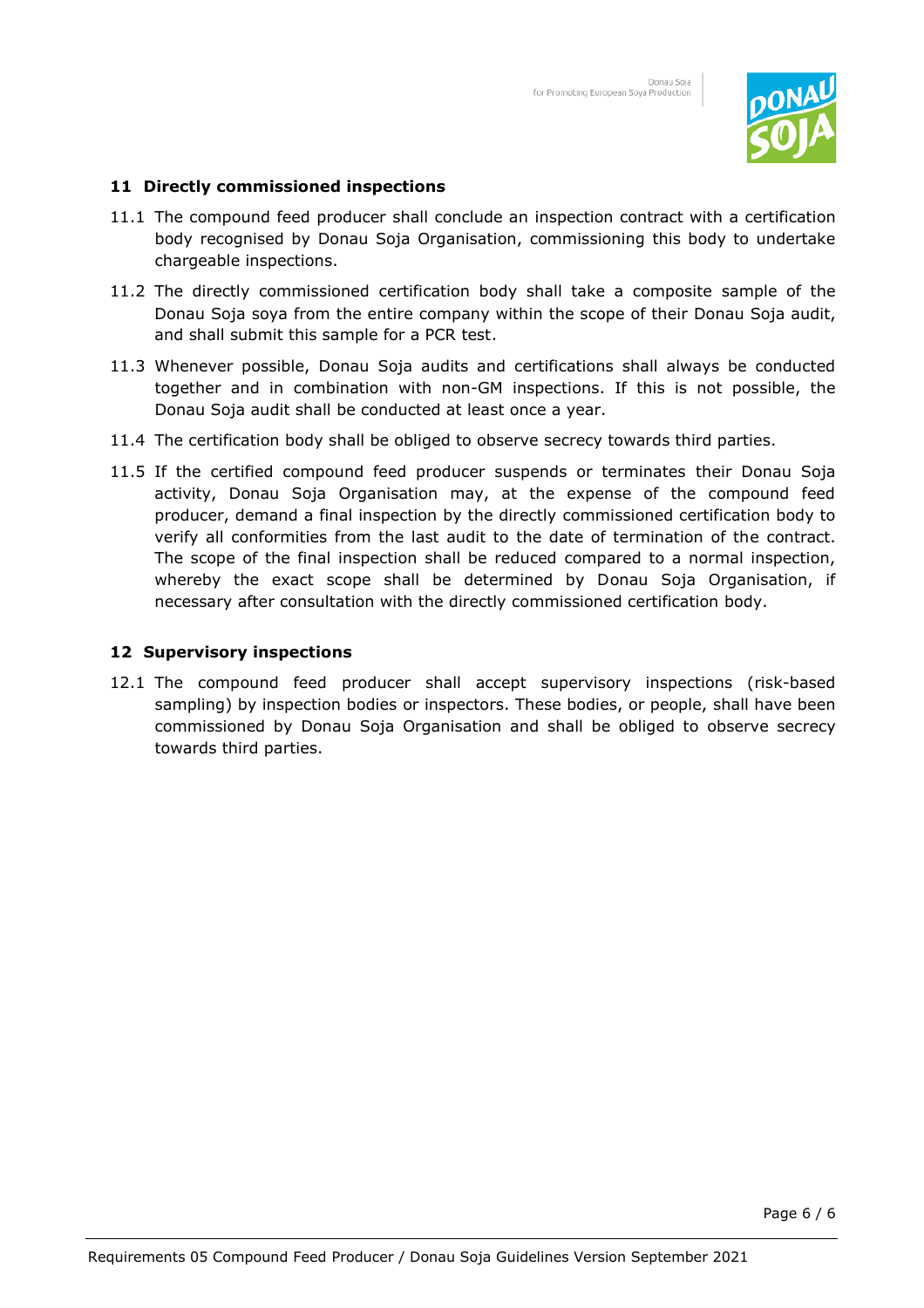## 11 Directly commissioned inspections

11.1 The compound feed producer shall conclude an inspection contract with a certification body recognised by Donau Soja Organisation, commissioning this body to undertake chargeable inspections.

11.2 The directly commissioned certification body shall take a composite sample of the Donau Soja soya from the entire company within the scope of their Donau Soja audit, and shall submit this sample for a PCR test.

11.3 Whenever possible, Donau Soja audits and certifications shall always be conducted together and in combination with non-GM inspections. If this is not possible, the Donau Soja audit shall be conducted at least once a year.

11.4 The certification body shall be obliged to observe secrecy towards third parties.

11.5 If the certified compound feed producer suspends or terminates their Donau Soja activity, Donau Soja Organisation may, at the expense of the compound feed producer, demand a final inspection by the directly commissioned certification body to verify all conformities from the last audit to the date of termination of the contract. The scope of the final inspection shall be reduced compared to a normal inspection, whereby the exact scope shall be determined by Donau Soja Organisation, if necessary after consultation with the directly commissioned certification body.

## 12 Supervisory inspections

12.1 The compound feed producer shall accept supervisory inspections (risk-based sampling) by inspection bodies or inspectors. These bodies, or people, shall have been commissioned by Donau Soja Organisation and shall be obliged to observe secrecy towards third parties.